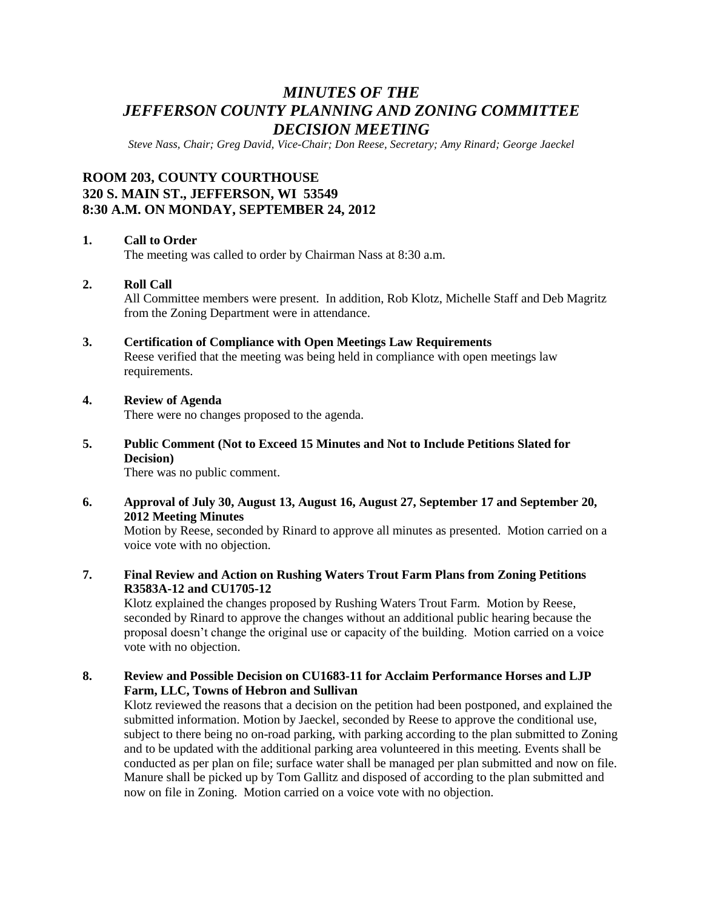# *MINUTES OF THE JEFFERSON COUNTY PLANNING AND ZONING COMMITTEE DECISION MEETING*

*Steve Nass, Chair; Greg David, Vice-Chair; Don Reese, Secretary; Amy Rinard; George Jaeckel*

## ROOM 203, COUNTY COURTHOUSE
## 320 S. MAIN ST., JEFFERSON, WI 53549
## 8:30 A.M. ON MONDAY, SEPTEMBER 24, 2012

**1. Call to Order**

The meeting was called to order by Chairman Nass at 8:30 a.m.

**2. Roll Call**

All Committee members were present. In addition, Rob Klotz, Michelle Staff and Deb Magritz from the Zoning Department were in attendance.

**3. Certification of Compliance with Open Meetings Law Requirements**

Reese verified that the meeting was being held in compliance with open meetings law requirements.

**4. Review of Agenda**

There were no changes proposed to the agenda.

**5. Public Comment (Not to Exceed 15 Minutes and Not to Include Petitions Slated for Decision)**

There was no public comment.

**6. Approval of July 30, August 13, August 16, August 27, September 17 and September 20, 2012 Meeting Minutes**

Motion by Reese, seconded by Rinard to approve all minutes as presented. Motion carried on a voice vote with no objection.

**7. Final Review and Action on Rushing Waters Trout Farm Plans from Zoning Petitions R3583A-12 and CU1705-12**

Klotz explained the changes proposed by Rushing Waters Trout Farm. Motion by Reese, seconded by Rinard to approve the changes without an additional public hearing because the proposal doesn't change the original use or capacity of the building. Motion carried on a voice vote with no objection.

**8. Review and Possible Decision on CU1683-11 for Acclaim Performance Horses and LJP Farm, LLC, Towns of Hebron and Sullivan**

Klotz reviewed the reasons that a decision on the petition had been postponed, and explained the submitted information. Motion by Jaeckel, seconded by Reese to approve the conditional use, subject to there being no on-road parking, with parking according to the plan submitted to Zoning and to be updated with the additional parking area volunteered in this meeting. Events shall be conducted as per plan on file; surface water shall be managed per plan submitted and now on file. Manure shall be picked up by Tom Gallitz and disposed of according to the plan submitted and now on file in Zoning. Motion carried on a voice vote with no objection.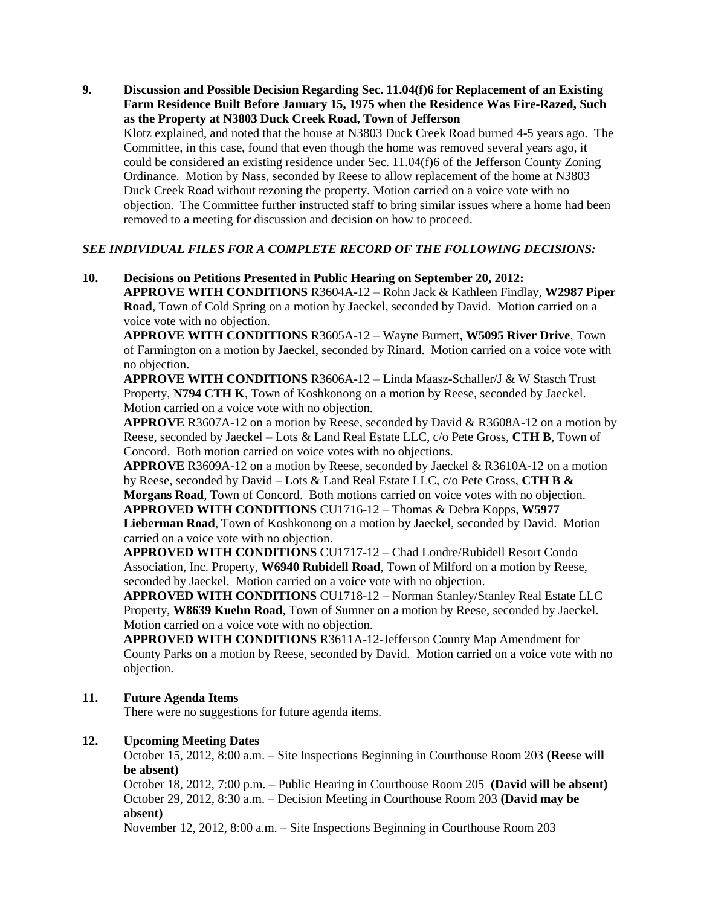**9. Discussion and Possible Decision Regarding Sec. 11.04(f)6 for Replacement of an Existing Farm Residence Built Before January 15, 1975 when the Residence Was Fire-Razed, Such as the Property at N3803 Duck Creek Road, Town of Jefferson**

Klotz explained, and noted that the house at N3803 Duck Creek Road burned 4-5 years ago. The Committee, in this case, found that even though the home was removed several years ago, it could be considered an existing residence under Sec. 11.04(f)6 of the Jefferson County Zoning Ordinance. Motion by Nass, seconded by Reese to allow replacement of the home at N3803 Duck Creek Road without rezoning the property. Motion carried on a voice vote with no objection. The Committee further instructed staff to bring similar issues where a home had been removed to a meeting for discussion and decision on how to proceed.

***SEE INDIVIDUAL FILES FOR A COMPLETE RECORD OF THE FOLLOWING DECISIONS:***

**10. Decisions on Petitions Presented in Public Hearing on September 20, 2012:**

**APPROVE WITH CONDITIONS** R3604A-12 – Rohn Jack & Kathleen Findlay, **W2987 Piper Road**, Town of Cold Spring on a motion by Jaeckel, seconded by David. Motion carried on a voice vote with no objection.

**APPROVE WITH CONDITIONS** R3605A-12 – Wayne Burnett, **W5095 River Drive**, Town of Farmington on a motion by Jaeckel, seconded by Rinard. Motion carried on a voice vote with no objection.

**APPROVE WITH CONDITIONS** R3606A-12 – Linda Maasz-Schaller/J & W Stasch Trust Property, **N794 CTH K**, Town of Koshkonong on a motion by Reese, seconded by Jaeckel. Motion carried on a voice vote with no objection.

**APPROVE** R3607A-12 on a motion by Reese, seconded by David & R3608A-12 on a motion by Reese, seconded by Jaeckel – Lots & Land Real Estate LLC, c/o Pete Gross, **CTH B**, Town of Concord. Both motion carried on voice votes with no objections.

**APPROVE** R3609A-12 on a motion by Reese, seconded by Jaeckel & R3610A-12 on a motion by Reese, seconded by David – Lots & Land Real Estate LLC, c/o Pete Gross, **CTH B & Morgans Road**, Town of Concord. Both motions carried on voice votes with no objection.

**APPROVED WITH CONDITIONS** CU1716-12 – Thomas & Debra Kopps, **W5977 Lieberman Road**, Town of Koshkonong on a motion by Jaeckel, seconded by David. Motion carried on a voice vote with no objection.

**APPROVED WITH CONDITIONS** CU1717-12 – Chad Londre/Rubidell Resort Condo Association, Inc. Property, **W6940 Rubidell Road**, Town of Milford on a motion by Reese, seconded by Jaeckel. Motion carried on a voice vote with no objection.

**APPROVED WITH CONDITIONS** CU1718-12 – Norman Stanley/Stanley Real Estate LLC Property, **W8639 Kuehn Road**, Town of Sumner on a motion by Reese, seconded by Jaeckel. Motion carried on a voice vote with no objection.

**APPROVED WITH CONDITIONS** R3611A-12-Jefferson County Map Amendment for County Parks on a motion by Reese, seconded by David. Motion carried on a voice vote with no objection.

**11. Future Agenda Items**

There were no suggestions for future agenda items.

**12. Upcoming Meeting Dates**

October 15, 2012, 8:00 a.m. – Site Inspections Beginning in Courthouse Room 203 **(Reese will be absent)**
October 18, 2012, 7:00 p.m. – Public Hearing in Courthouse Room 205 **(David will be absent)**
October 29, 2012, 8:30 a.m. – Decision Meeting in Courthouse Room 203 **(David may be absent)**
November 12, 2012, 8:00 a.m. – Site Inspections Beginning in Courthouse Room 203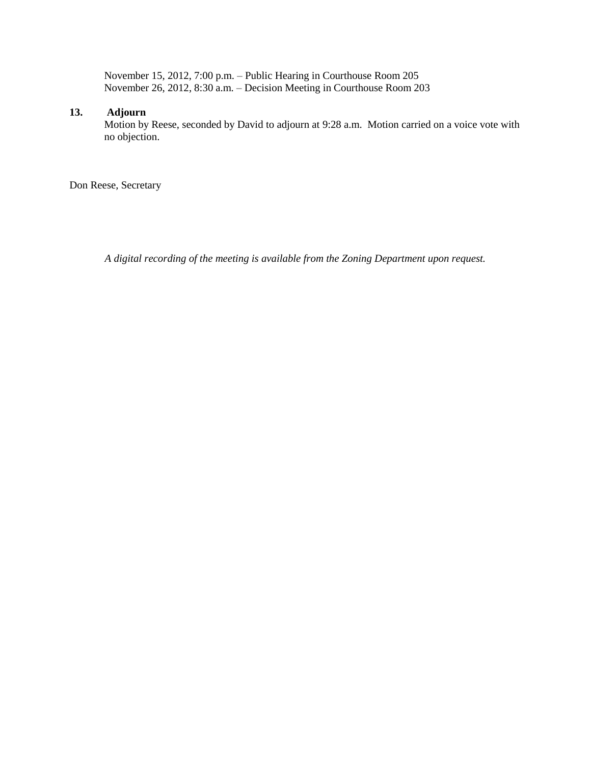November 15, 2012, 7:00 p.m. – Public Hearing in Courthouse Room 205
November 26, 2012, 8:30 a.m. – Decision Meeting in Courthouse Room 203

**13. Adjourn**

Motion by Reese, seconded by David to adjourn at 9:28 a.m. Motion carried on a voice vote with no objection.

Don Reese, Secretary

*A digital recording of the meeting is available from the Zoning Department upon request.*